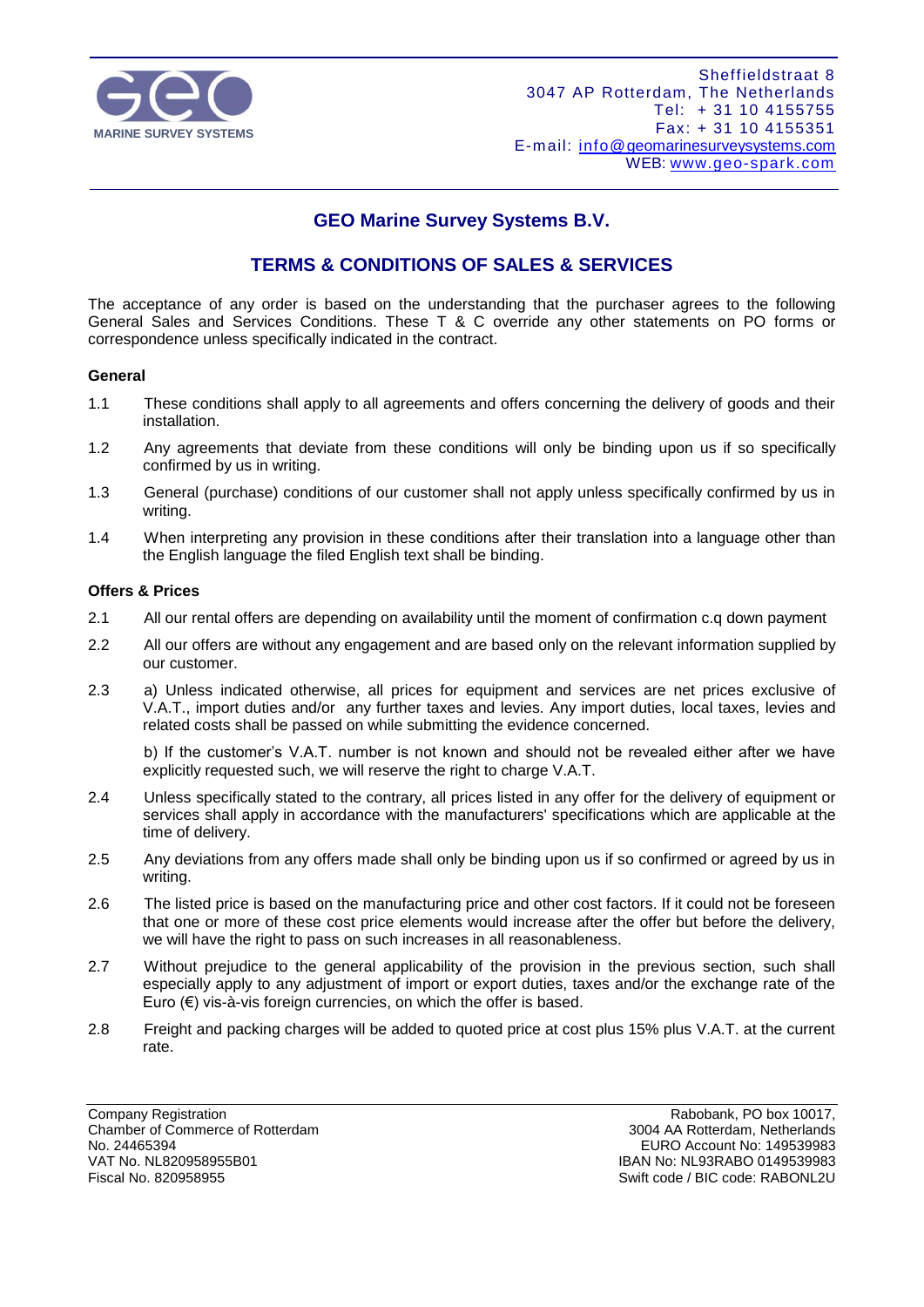MARINE SURVEY SYSTEMS

Sheffieldstraat 8
3047 AP Rotterdam, The Netherlands
Tel: + 31 10 4155755
Fax: + 31 10 4155351
E-mail: info@geomarinesurveysystems.com
WEB: www.geo-spark.com

# GEO Marine Survey Systems B.V.

## TERMS & CONDITIONS OF SALES & SERVICES

The acceptance of any order is based on the understanding that the purchaser agrees to the following General Sales and Services Conditions. These T & C override any other statements on PO forms or correspondence unless specifically indicated in the contract.

### General

1.1 These conditions shall apply to all agreements and offers concerning the delivery of goods and their installation.

1.2 Any agreements that deviate from these conditions will only be binding upon us if so specifically confirmed by us in writing.

1.3 General (purchase) conditions of our customer shall not apply unless specifically confirmed by us in writing.

1.4 When interpreting any provision in these conditions after their translation into a language other than the English language the filed English text shall be binding.

### Offers & Prices

2.1 All our rental offers are depending on availability until the moment of confirmation c.q down payment

2.2 All our offers are without any engagement and are based only on the relevant information supplied by our customer.

2.3 a) Unless indicated otherwise, all prices for equipment and services are net prices exclusive of V.A.T., import duties and/or any further taxes and levies. Any import duties, local taxes, levies and related costs shall be passed on while submitting the evidence concerned.

b) If the customer's V.A.T. number is not known and should not be revealed either after we have explicitly requested such, we will reserve the right to charge V.A.T.

2.4 Unless specifically stated to the contrary, all prices listed in any offer for the delivery of equipment or services shall apply in accordance with the manufacturers' specifications which are applicable at the time of delivery.

2.5 Any deviations from any offers made shall only be binding upon us if so confirmed or agreed by us in writing.

2.6 The listed price is based on the manufacturing price and other cost factors. If it could not be foreseen that one or more of these cost price elements would increase after the offer but before the delivery, we will have the right to pass on such increases in all reasonableness.

2.7 Without prejudice to the general applicability of the provision in the previous section, such shall especially apply to any adjustment of import or export duties, taxes and/or the exchange rate of the Euro (€) vis-à-vis foreign currencies, on which the offer is based.

2.8 Freight and packing charges will be added to quoted price at cost plus 15% plus V.A.T. at the current rate.

Company Registration
Chamber of Commerce of Rotterdam
No. 24465394
VAT No. NL820958955B01
Fiscal No. 820958955

Rabobank, PO box 10017,
3004 AA Rotterdam, Netherlands
EURO Account No: 149539983
IBAN No: NL93RABO 0149539983
Swift code / BIC code: RABONL2U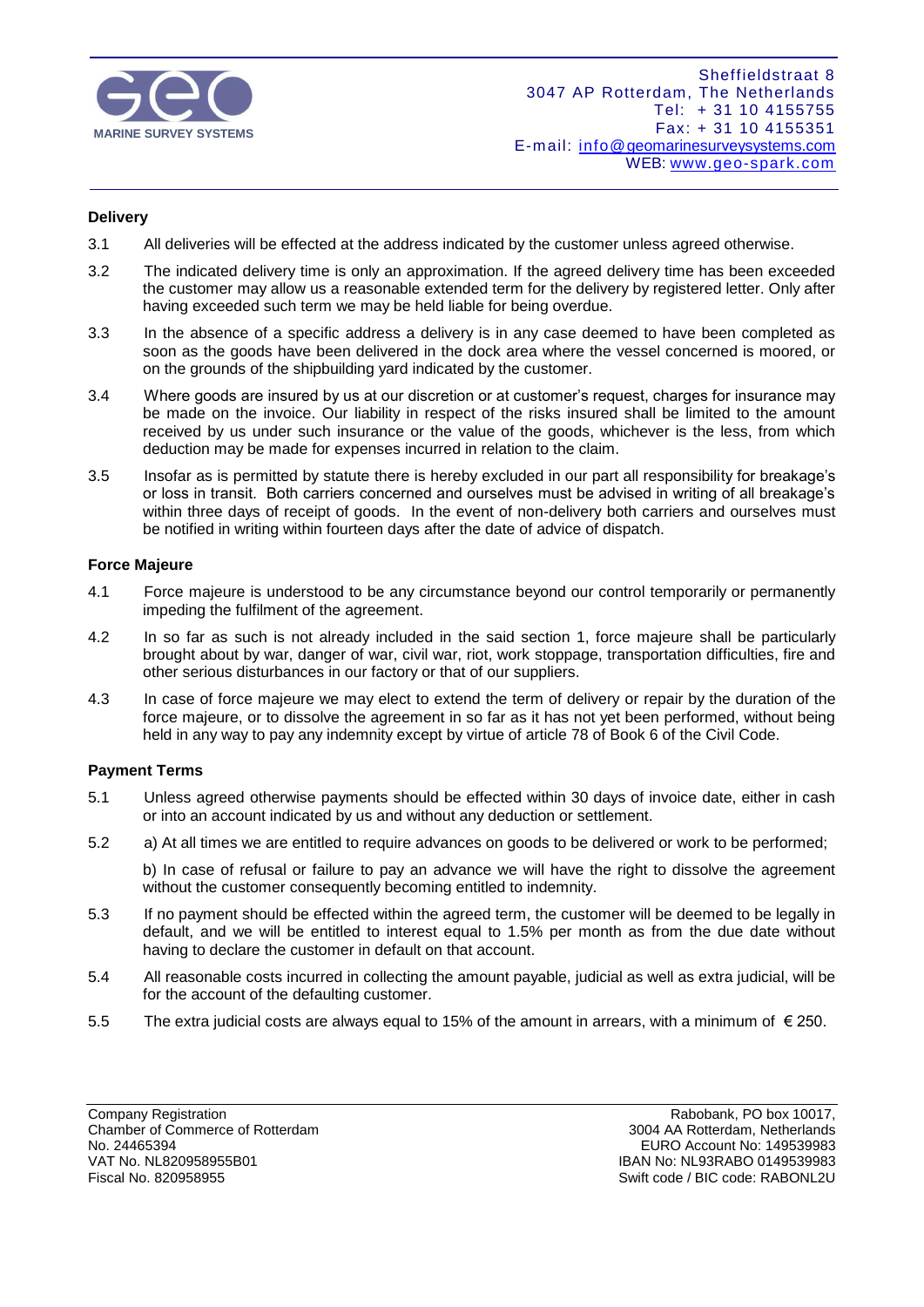## Delivery

3.1 All deliveries will be effected at the address indicated by the customer unless agreed otherwise.

3.2 The indicated delivery time is only an approximation. If the agreed delivery time has been exceeded the customer may allow us a reasonable extended term for the delivery by registered letter. Only after having exceeded such term we may be held liable for being overdue.

3.3 In the absence of a specific address a delivery is in any case deemed to have been completed as soon as the goods have been delivered in the dock area where the vessel concerned is moored, or on the grounds of the shipbuilding yard indicated by the customer.

3.4 Where goods are insured by us at our discretion or at customer's request, charges for insurance may be made on the invoice. Our liability in respect of the risks insured shall be limited to the amount received by us under such insurance or the value of the goods, whichever is the less, from which deduction may be made for expenses incurred in relation to the claim.

3.5 Insofar as is permitted by statute there is hereby excluded in our part all responsibility for breakage's or loss in transit. Both carriers concerned and ourselves must be advised in writing of all breakage's within three days of receipt of goods. In the event of non-delivery both carriers and ourselves must be notified in writing within fourteen days after the date of advice of dispatch.

## Force Majeure

4.1 Force majeure is understood to be any circumstance beyond our control temporarily or permanently impeding the fulfilment of the agreement.

4.2 In so far as such is not already included in the said section 1, force majeure shall be particularly brought about by war, danger of war, civil war, riot, work stoppage, transportation difficulties, fire and other serious disturbances in our factory or that of our suppliers.

4.3 In case of force majeure we may elect to extend the term of delivery or repair by the duration of the force majeure, or to dissolve the agreement in so far as it has not yet been performed, without being held in any way to pay any indemnity except by virtue of article 78 of Book 6 of the Civil Code.

## Payment Terms

5.1 Unless agreed otherwise payments should be effected within 30 days of invoice date, either in cash or into an account indicated by us and without any deduction or settlement.

5.2 a) At all times we are entitled to require advances on goods to be delivered or work to be performed;

b) In case of refusal or failure to pay an advance we will have the right to dissolve the agreement without the customer consequently becoming entitled to indemnity.

5.3 If no payment should be effected within the agreed term, the customer will be deemed to be legally in default, and we will be entitled to interest equal to 1.5% per month as from the due date without having to declare the customer in default on that account.

5.4 All reasonable costs incurred in collecting the amount payable, judicial as well as extra judicial, will be for the account of the defaulting customer.

5.5 The extra judicial costs are always equal to 15% of the amount in arrears, with a minimum of € 250.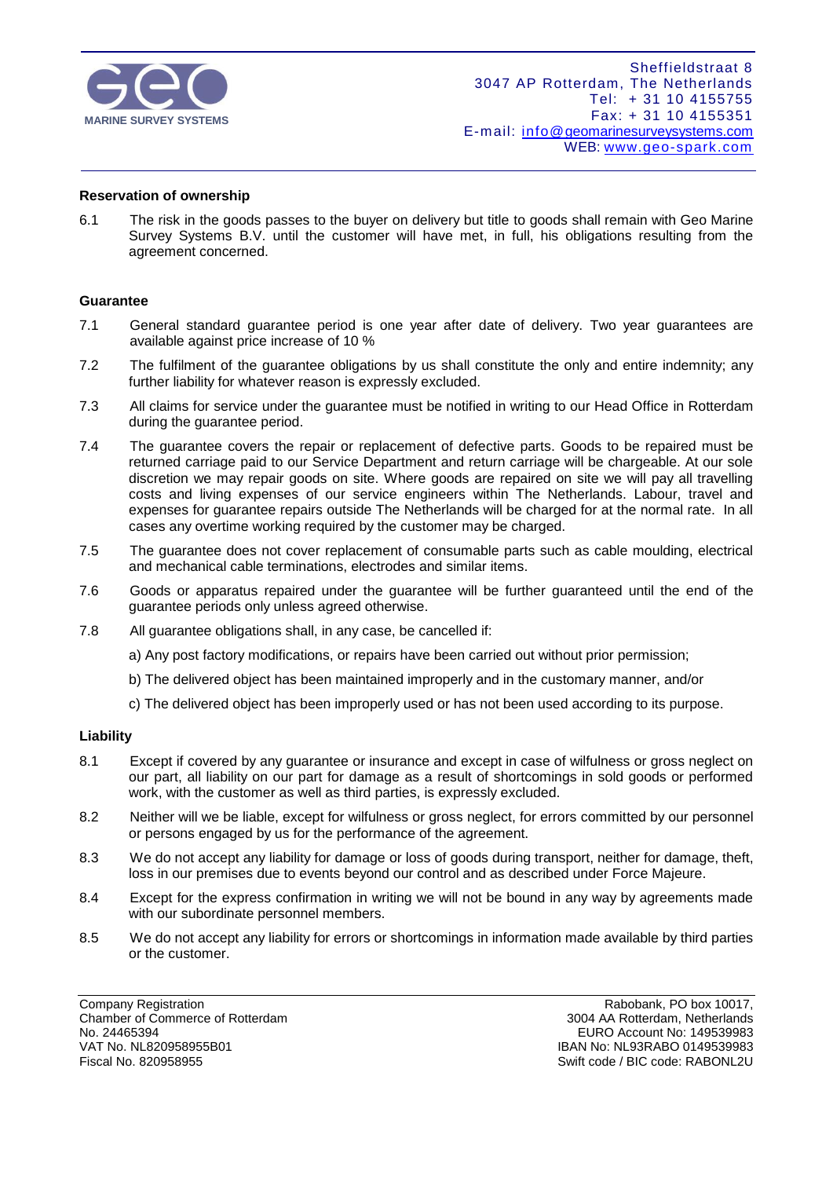## Reservation of ownership

6.1 The risk in the goods passes to the buyer on delivery but title to goods shall remain with Geo Marine Survey Systems B.V. until the customer will have met, in full, his obligations resulting from the agreement concerned.

## Guarantee

7.1 General standard guarantee period is one year after date of delivery. Two year guarantees are available against price increase of 10 %

7.2 The fulfilment of the guarantee obligations by us shall constitute the only and entire indemnity; any further liability for whatever reason is expressly excluded.

7.3 All claims for service under the guarantee must be notified in writing to our Head Office in Rotterdam during the guarantee period.

7.4 The guarantee covers the repair or replacement of defective parts. Goods to be repaired must be returned carriage paid to our Service Department and return carriage will be chargeable. At our sole discretion we may repair goods on site. Where goods are repaired on site we will pay all travelling costs and living expenses of our service engineers within The Netherlands. Labour, travel and expenses for guarantee repairs outside The Netherlands will be charged for at the normal rate. In all cases any overtime working required by the customer may be charged.

7.5 The guarantee does not cover replacement of consumable parts such as cable moulding, electrical and mechanical cable terminations, electrodes and similar items.

7.6 Goods or apparatus repaired under the guarantee will be further guaranteed until the end of the guarantee periods only unless agreed otherwise.

7.8 All guarantee obligations shall, in any case, be cancelled if:

a) Any post factory modifications, or repairs have been carried out without prior permission;

b) The delivered object has been maintained improperly and in the customary manner, and/or

c) The delivered object has been improperly used or has not been used according to its purpose.

## Liability

8.1 Except if covered by any guarantee or insurance and except in case of wilfulness or gross neglect on our part, all liability on our part for damage as a result of shortcomings in sold goods or performed work, with the customer as well as third parties, is expressly excluded.

8.2 Neither will we be liable, except for wilfulness or gross neglect, for errors committed by our personnel or persons engaged by us for the performance of the agreement.

8.3 We do not accept any liability for damage or loss of goods during transport, neither for damage, theft, loss in our premises due to events beyond our control and as described under Force Majeure.

8.4 Except for the express confirmation in writing we will not be bound in any way by agreements made with our subordinate personnel members.

8.5 We do not accept any liability for errors or shortcomings in information made available by third parties or the customer.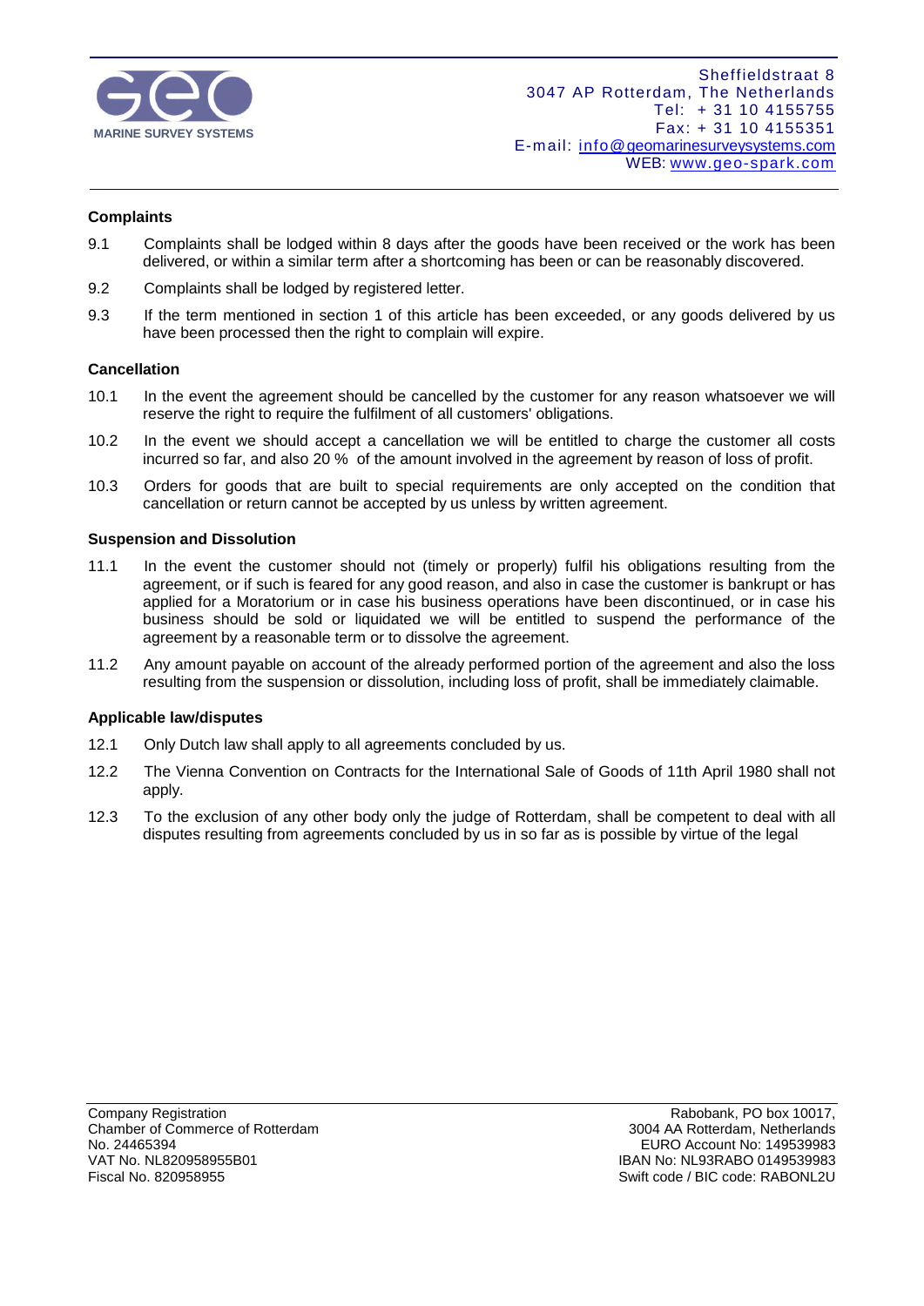### Complaints

9.1 Complaints shall be lodged within 8 days after the goods have been received or the work has been delivered, or within a similar term after a shortcoming has been or can be reasonably discovered.

9.2 Complaints shall be lodged by registered letter.

9.3 If the term mentioned in section 1 of this article has been exceeded, or any goods delivered by us have been processed then the right to complain will expire.

### Cancellation

10.1 In the event the agreement should be cancelled by the customer for any reason whatsoever we will reserve the right to require the fulfilment of all customers' obligations.

10.2 In the event we should accept a cancellation we will be entitled to charge the customer all costs incurred so far, and also 20 % of the amount involved in the agreement by reason of loss of profit.

10.3 Orders for goods that are built to special requirements are only accepted on the condition that cancellation or return cannot be accepted by us unless by written agreement.

### Suspension and Dissolution

11.1 In the event the customer should not (timely or properly) fulfil his obligations resulting from the agreement, or if such is feared for any good reason, and also in case the customer is bankrupt or has applied for a Moratorium or in case his business operations have been discontinued, or in case his business should be sold or liquidated we will be entitled to suspend the performance of the agreement by a reasonable term or to dissolve the agreement.

11.2 Any amount payable on account of the already performed portion of the agreement and also the loss resulting from the suspension or dissolution, including loss of profit, shall be immediately claimable.

### Applicable law/disputes

12.1 Only Dutch law shall apply to all agreements concluded by us.

12.2 The Vienna Convention on Contracts for the International Sale of Goods of 11th April 1980 shall not apply.

12.3 To the exclusion of any other body only the judge of Rotterdam, shall be competent to deal with all disputes resulting from agreements concluded by us in so far as is possible by virtue of the legal